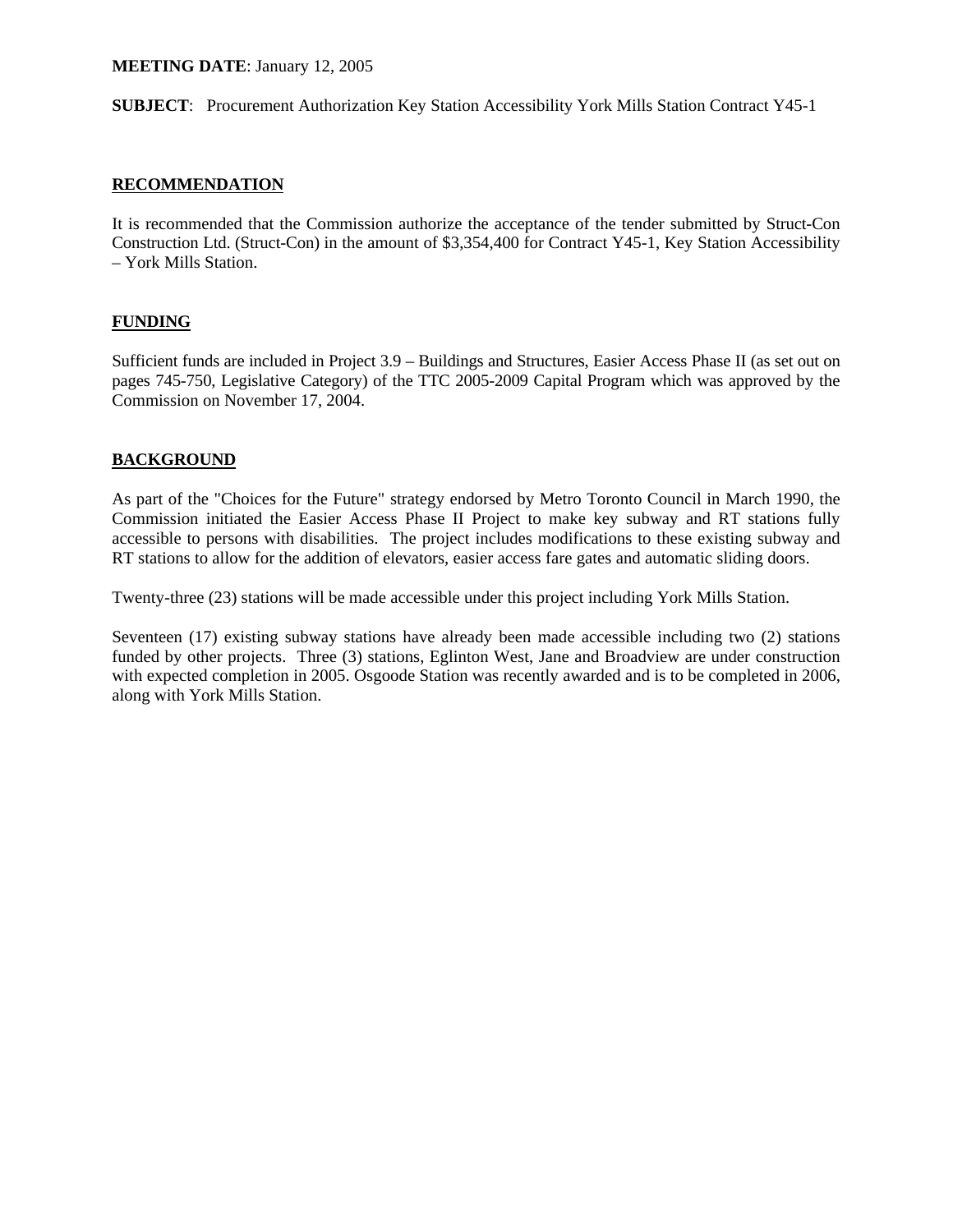**MEETING DATE**: January 12, 2005

**SUBJECT**: Procurement Authorization Key Station Accessibility York Mills Station Contract Y45-1

## RECOMMENDATION

It is recommended that the Commission authorize the acceptance of the tender submitted by Struct-Con Construction Ltd. (Struct-Con) in the amount of $3,354,400 for Contract Y45-1, Key Station Accessibility – York Mills Station.

## FUNDING

Sufficient funds are included in Project 3.9 – Buildings and Structures, Easier Access Phase II (as set out on pages 745-750, Legislative Category) of the TTC 2005-2009 Capital Program which was approved by the Commission on November 17, 2004.

## BACKGROUND

As part of the "Choices for the Future" strategy endorsed by Metro Toronto Council in March 1990, the Commission initiated the Easier Access Phase II Project to make key subway and RT stations fully accessible to persons with disabilities. The project includes modifications to these existing subway and RT stations to allow for the addition of elevators, easier access fare gates and automatic sliding doors.

Twenty-three (23) stations will be made accessible under this project including York Mills Station.

Seventeen (17) existing subway stations have already been made accessible including two (2) stations funded by other projects. Three (3) stations, Eglinton West, Jane and Broadview are under construction with expected completion in 2005. Osgoode Station was recently awarded and is to be completed in 2006, along with York Mills Station.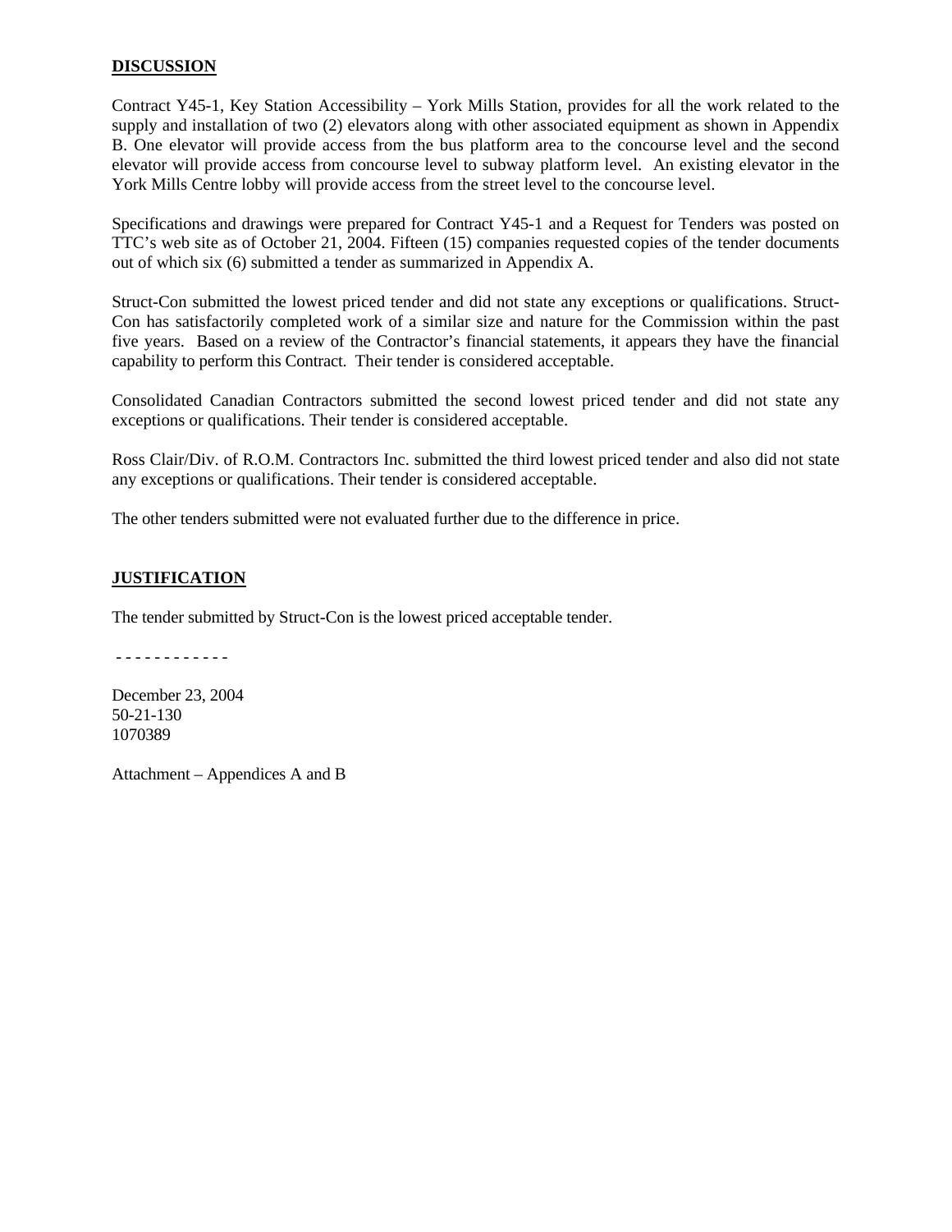## DISCUSSION

Contract Y45-1, Key Station Accessibility – York Mills Station, provides for all the work related to the supply and installation of two (2) elevators along with other associated equipment as shown in Appendix B. One elevator will provide access from the bus platform area to the concourse level and the second elevator will provide access from concourse level to subway platform level. An existing elevator in the York Mills Centre lobby will provide access from the street level to the concourse level.

Specifications and drawings were prepared for Contract Y45-1 and a Request for Tenders was posted on TTC's web site as of October 21, 2004. Fifteen (15) companies requested copies of the tender documents out of which six (6) submitted a tender as summarized in Appendix A.

Struct-Con submitted the lowest priced tender and did not state any exceptions or qualifications. Struct-Con has satisfactorily completed work of a similar size and nature for the Commission within the past five years. Based on a review of the Contractor's financial statements, it appears they have the financial capability to perform this Contract. Their tender is considered acceptable.

Consolidated Canadian Contractors submitted the second lowest priced tender and did not state any exceptions or qualifications. Their tender is considered acceptable.

Ross Clair/Div. of R.O.M. Contractors Inc. submitted the third lowest priced tender and also did not state any exceptions or qualifications. Their tender is considered acceptable.

The other tenders submitted were not evaluated further due to the difference in price.

## JUSTIFICATION

The tender submitted by Struct-Con is the lowest priced acceptable tender.

\- - - - - - - - - - - -

December 23, 2004
50-21-130
1070389

Attachment – Appendices A and B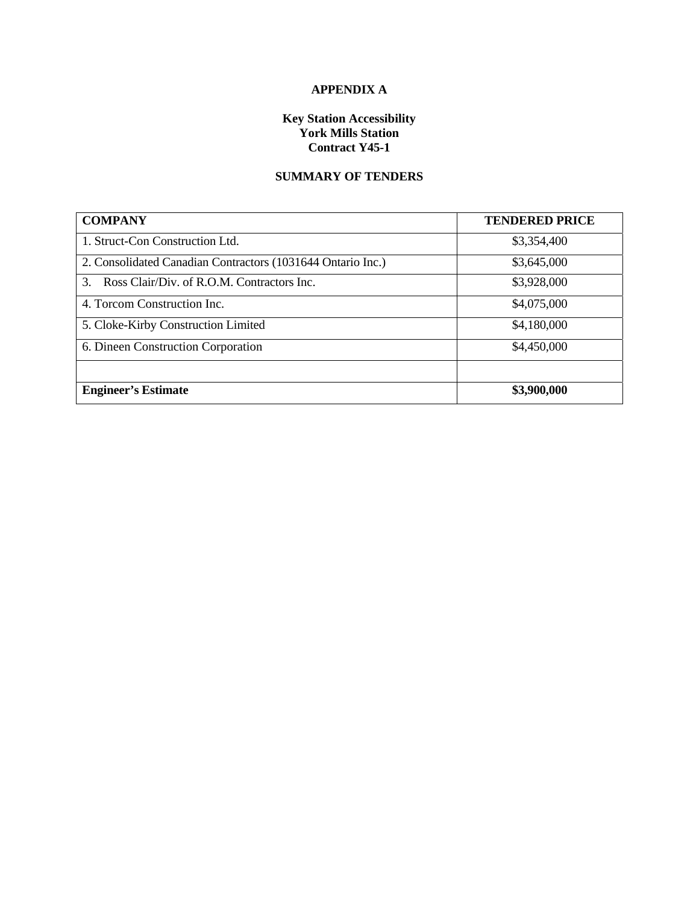**APPENDIX A**

**Key Station Accessibility**
**York Mills Station**
**Contract Y45-1**

**SUMMARY OF TENDERS**

| **COMPANY** | **TENDERED PRICE** |
|---|---|
| 1. Struct-Con Construction Ltd. | $3,354,400 |
| 2. Consolidated Canadian Contractors (1031644 Ontario Inc.) | $3,645,000 |
| 3. Ross Clair/Div. of R.O.M. Contractors Inc. | $3,928,000 |
| 4. Torcom Construction Inc. | $4,075,000 |
| 5. Cloke-Kirby Construction Limited | $4,180,000 |
| 6. Dineen Construction Corporation | $4,450,000 |
| | |
| **Engineer's Estimate** | **$3,900,000** |